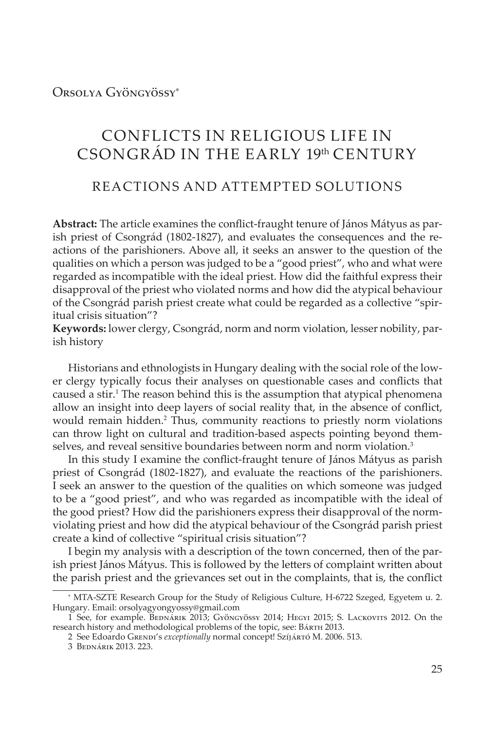Orsolya Gyöngyössy[*]

# CONFLICTS IN RELIGIOUS LIFE IN CSONGRÁD IN THE EARLY 19th CENTURY

## REACTIONS AND ATTEMPTED SOLUTIONS

**Abstract:** The article examines the conflict-fraught tenure of János Mátyus as parish priest of Csongrád (1802-1827), and evaluates the consequences and the reactions of the parishioners. Above all, it seeks an answer to the question of the qualities on which a person was judged to be a "good priest", who and what were regarded as incompatible with the ideal priest. How did the faithful express their disapproval of the priest who violated norms and how did the atypical behaviour of the Csongrád parish priest create what could be regarded as a collective "spiritual crisis situation"?

**Keywords:** lower clergy, Csongrád, norm and norm violation, lesser nobility, parish history

Historians and ethnologists in Hungary dealing with the social role of the lower clergy typically focus their analyses on questionable cases and conflicts that caused a stir.[1] The reason behind this is the assumption that atypical phenomena allow an insight into deep layers of social reality that, in the absence of conflict, would remain hidden.[2] Thus, community reactions to priestly norm violations can throw light on cultural and tradition-based aspects pointing beyond themselves, and reveal sensitive boundaries between norm and norm violation.[3]

In this study I examine the conflict-fraught tenure of János Mátyus as parish priest of Csongrád (1802-1827), and evaluate the reactions of the parishioners. I seek an answer to the question of the qualities on which someone was judged to be a "good priest", and who was regarded as incompatible with the ideal of the good priest? How did the parishioners express their disapproval of the norm-violating priest and how did the atypical behaviour of the Csongrád parish priest create a kind of collective "spiritual crisis situation"?

I begin my analysis with a description of the town concerned, then of the parish priest János Mátyus. This is followed by the letters of complaint written about the parish priest and the grievances set out in the complaints, that is, the conflict

---

[*] MTA-SZTE Research Group for the Study of Religious Culture, H-6722 Szeged, Egyetem u. 2. Hungary. Email: orsolyagyongyossy@gmail.com

1 See, for example. Bednárik 2013; Gyöngyössy 2014; Hegyi 2015; S. Lackovits 2012. On the research history and methodological problems of the topic, see: Bárth 2013.

2 See Edoardo Grendi's *exceptionally* normal concept! Szíjártó M. 2006. 513.

3 Bednárik 2013. 223.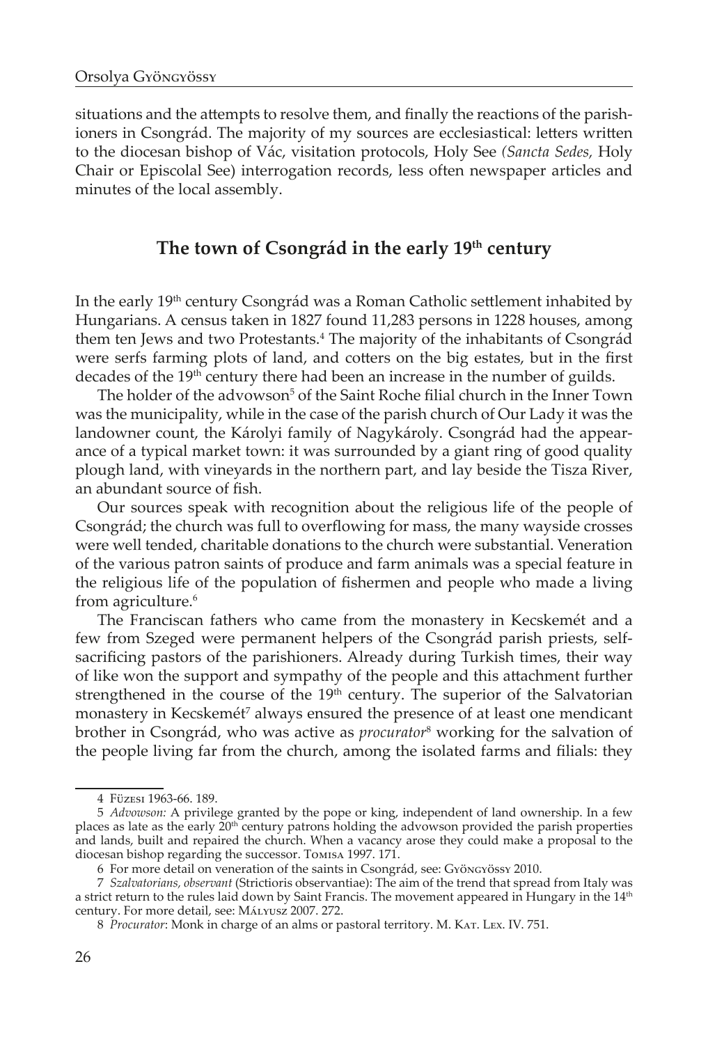situations and the attempts to resolve them, and finally the reactions of the parishioners in Csongrád. The majority of my sources are ecclesiastical: letters written to the diocesan bishop of Vác, visitation protocols, Holy See *(Sancta Sedes*, Holy Chair or Episcolal See) interrogation records, less often newspaper articles and minutes of the local assembly.

## The town of Csongrád in the early 19th century

In the early 19th century Csongrád was a Roman Catholic settlement inhabited by Hungarians. A census taken in 1827 found 11,283 persons in 1228 houses, among them ten Jews and two Protestants.[4] The majority of the inhabitants of Csongrád were serfs farming plots of land, and cotters on the big estates, but in the first decades of the 19th century there had been an increase in the number of guilds.

The holder of the advowson[5] of the Saint Roche filial church in the Inner Town was the municipality, while in the case of the parish church of Our Lady it was the landowner count, the Károlyi family of Nagykároly. Csongrád had the appearance of a typical market town: it was surrounded by a giant ring of good quality plough land, with vineyards in the northern part, and lay beside the Tisza River, an abundant source of fish.

Our sources speak with recognition about the religious life of the people of Csongrád; the church was full to overflowing for mass, the many wayside crosses were well tended, charitable donations to the church were substantial. Veneration of the various patron saints of produce and farm animals was a special feature in the religious life of the population of fishermen and people who made a living from agriculture.[6]

The Franciscan fathers who came from the monastery in Kecskemét and a few from Szeged were permanent helpers of the Csongrád parish priests, self-sacrificing pastors of the parishioners. Already during Turkish times, their way of like won the support and sympathy of the people and this attachment further strengthened in the course of the 19th century. The superior of the Salvatorian monastery in Kecskemét[7] always ensured the presence of at least one mendicant brother in Csongrád, who was active as *procurator*[8] working for the salvation of the people living far from the church, among the isolated farms and filials: they

---

4 Füzesi 1963-66. 189.

5 *Advowson:* A privilege granted by the pope or king, independent of land ownership. In a few places as late as the early 20th century patrons holding the advowson provided the parish properties and lands, built and repaired the church. When a vacancy arose they could make a proposal to the diocesan bishop regarding the successor. Tomisa 1997. 171.

6 For more detail on veneration of the saints in Csongrád, see: Gyöngyössy 2010.

7 *Szalvatorians, observant* (Strictioris observantiae): The aim of the trend that spread from Italy was a strict return to the rules laid down by Saint Francis. The movement appeared in Hungary in the 14th century. For more detail, see: Mályusz 2007. 272.

8 *Procurator*: Monk in charge of an alms or pastoral territory. M. Kat. Lex. IV. 751.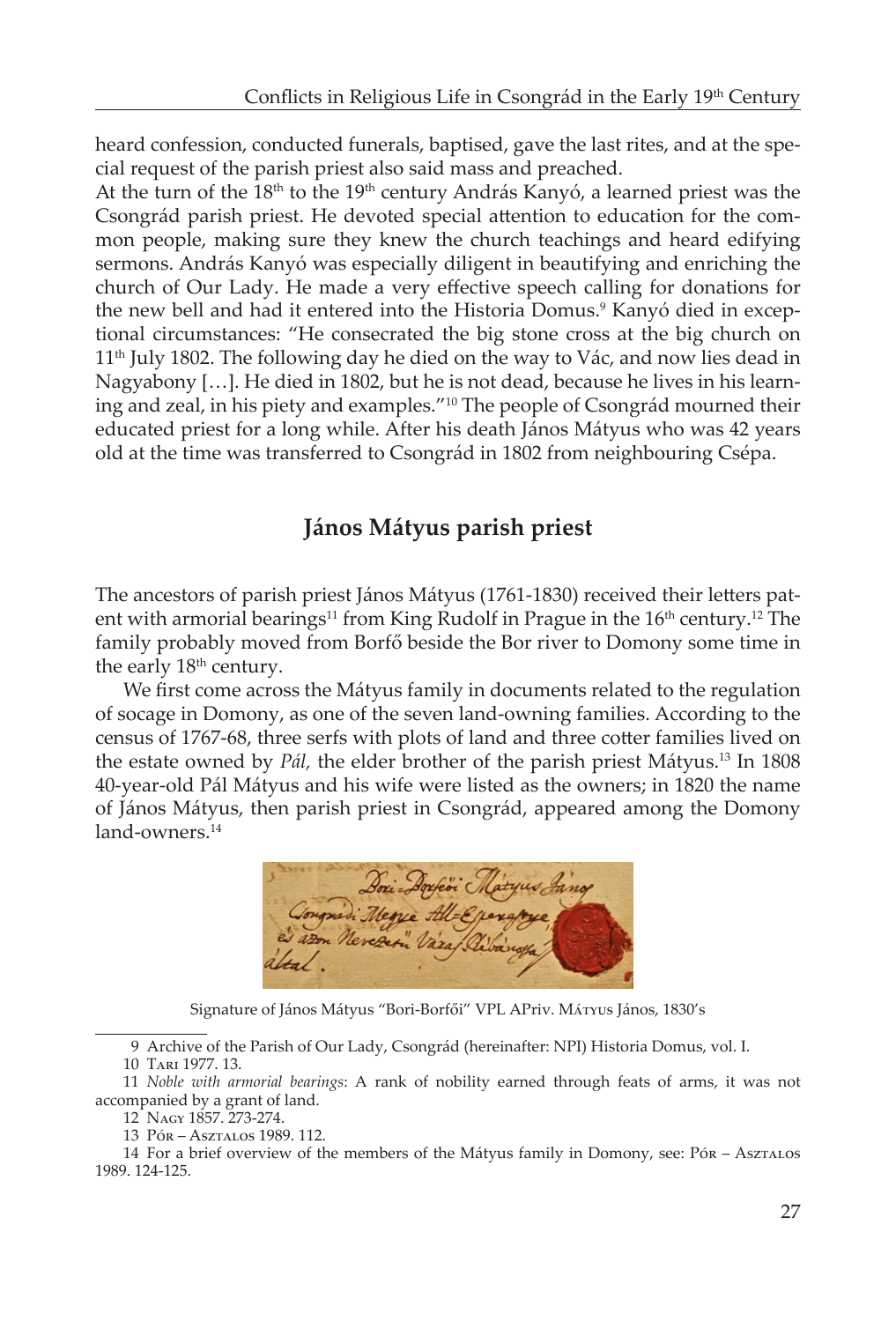heard confession, conducted funerals, baptised, gave the last rites, and at the special request of the parish priest also said mass and preached.

At the turn of the 18th to the 19th century András Kanyó, a learned priest was the Csongrád parish priest. He devoted special attention to education for the common people, making sure they knew the church teachings and heard edifying sermons. András Kanyó was especially diligent in beautifying and enriching the church of Our Lady. He made a very effective speech calling for donations for the new bell and had it entered into the Historia Domus.[9] Kanyó died in exceptional circumstances: "He consecrated the big stone cross at the big church on 11th July 1802. The following day he died on the way to Vác, and now lies dead in Nagyabony […]. He died in 1802, but he is not dead, because he lives in his learning and zeal, in his piety and examples."[10] The people of Csongrád mourned their educated priest for a long while. After his death János Mátyus who was 42 years old at the time was transferred to Csongrád in 1802 from neighbouring Csépa.

## János Mátyus parish priest

The ancestors of parish priest János Mátyus (1761-1830) received their letters patent with armorial bearings[11] from King Rudolf in Prague in the 16th century.[12] The family probably moved from Borfő beside the Bor river to Domony some time in the early 18th century.

We first come across the Mátyus family in documents related to the regulation of socage in Domony, as one of the seven land-owning families. According to the census of 1767-68, three serfs with plots of land and three cotter families lived on the estate owned by *Pál,* the elder brother of the parish priest Mátyus.[13] In 1808 40-year-old Pál Mátyus and his wife were listed as the owners; in 1820 the name of János Mátyus, then parish priest in Csongrád, appeared among the Domony land-owners.[14]

Signature of János Mátyus "Bori-Borfői" VPL APriv. Mátyus János, 1830's

---

9 Archive of the Parish of Our Lady, Csongrád (hereinafter: NPI) Historia Domus, vol. I.

10 Tari 1977. 13.

11 *Noble with armorial bearings*: A rank of nobility earned through feats of arms, it was not accompanied by a grant of land.

12 Nagy 1857. 273-274.

13 Pór – Asztalos 1989. 112.

14 For a brief overview of the members of the Mátyus family in Domony, see: Pór – Asztalos 1989. 124-125.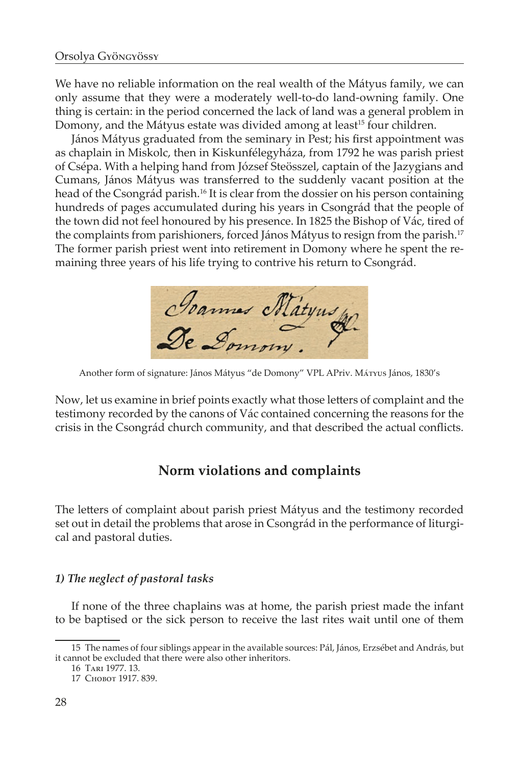We have no reliable information on the real wealth of the Mátyus family, we can only assume that they were a moderately well-to-do land-owning family. One thing is certain: in the period concerned the lack of land was a general problem in Domony, and the Mátyus estate was divided among at least[15] four children.

János Mátyus graduated from the seminary in Pest; his first appointment was as chaplain in Miskolc, then in Kiskunfélegyháza, from 1792 he was parish priest of Csépa. With a helping hand from József Steösszel, captain of the Jazygians and Cumans, János Mátyus was transferred to the suddenly vacant position at the head of the Csongrád parish.[16] It is clear from the dossier on his person containing hundreds of pages accumulated during his years in Csongrád that the people of the town did not feel honoured by his presence. In 1825 the Bishop of Vác, tired of the complaints from parishioners, forced János Mátyus to resign from the parish.[17] The former parish priest went into retirement in Domony where he spent the remaining three years of his life trying to contrive his return to Csongrád.

Another form of signature: János Mátyus "de Domony" VPL APriv. Mátyus János, 1830's

Now, let us examine in brief points exactly what those letters of complaint and the testimony recorded by the canons of Vác contained concerning the reasons for the crisis in the Csongrád church community, and that described the actual conflicts.

## Norm violations and complaints

The letters of complaint about parish priest Mátyus and the testimony recorded set out in detail the problems that arose in Csongrád in the performance of liturgical and pastoral duties.

### *1) The neglect of pastoral tasks*

If none of the three chaplains was at home, the parish priest made the infant to be baptised or the sick person to receive the last rites wait until one of them

---

15 The names of four siblings appear in the available sources: Pál, János, Erzsébet and András, but it cannot be excluded that there were also other inheritors.

16 Tari 1977. 13.

17 Chobot 1917. 839.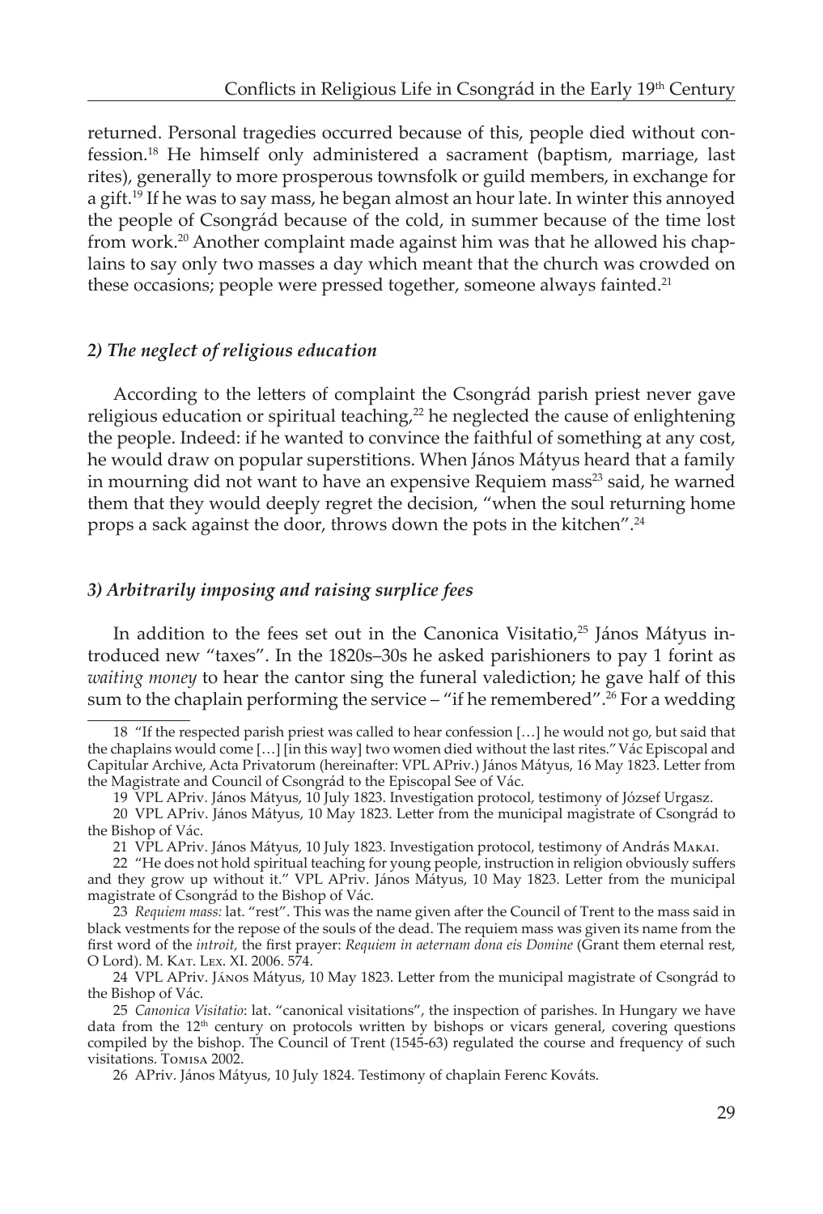returned. Personal tragedies occurred because of this, people died without confession.[18] He himself only administered a sacrament (baptism, marriage, last rites), generally to more prosperous townsfolk or guild members, in exchange for a gift.[19] If he was to say mass, he began almost an hour late. In winter this annoyed the people of Csongrád because of the cold, in summer because of the time lost from work.[20] Another complaint made against him was that he allowed his chaplains to say only two masses a day which meant that the church was crowded on these occasions; people were pressed together, someone always fainted.[21]

### *2) The neglect of religious education*

According to the letters of complaint the Csongrád parish priest never gave religious education or spiritual teaching,[22] he neglected the cause of enlightening the people. Indeed: if he wanted to convince the faithful of something at any cost, he would draw on popular superstitions. When János Mátyus heard that a family in mourning did not want to have an expensive Requiem mass[23] said, he warned them that they would deeply regret the decision, "when the soul returning home props a sack against the door, throws down the pots in the kitchen".[24]

### *3) Arbitrarily imposing and raising surplice fees*

In addition to the fees set out in the Canonica Visitatio,[25] János Mátyus introduced new "taxes". In the 1820s–30s he asked parishioners to pay 1 forint as *waiting money* to hear the cantor sing the funeral valediction; he gave half of this sum to the chaplain performing the service – "if he remembered".[26] For a wedding

---

18 "If the respected parish priest was called to hear confession […] he would not go, but said that the chaplains would come […] [in this way] two women died without the last rites." Vác Episcopal and Capitular Archive, Acta Privatorum (hereinafter: VPL APriv.) János Mátyus, 16 May 1823. Letter from the Magistrate and Council of Csongrád to the Episcopal See of Vác.

19 VPL APriv. János Mátyus, 10 July 1823. Investigation protocol, testimony of József Urgasz.

20 VPL APriv. János Mátyus, 10 May 1823. Letter from the municipal magistrate of Csongrád to the Bishop of Vác.

21 VPL APriv. János Mátyus, 10 July 1823. Investigation protocol, testimony of András Makai.

22 "He does not hold spiritual teaching for young people, instruction in religion obviously suffers and they grow up without it." VPL APriv. János Mátyus, 10 May 1823. Letter from the municipal magistrate of Csongrád to the Bishop of Vác.

23 *Requiem mass:* lat. "rest". This was the name given after the Council of Trent to the mass said in black vestments for the repose of the souls of the dead. The requiem mass was given its name from the first word of the *introit,* the first prayer: *Requiem in aeternam dona eis Domine* (Grant them eternal rest, O Lord). M. Kat. Lex. XI. 2006. 574.

24 VPL APriv. János Mátyus, 10 May 1823. Letter from the municipal magistrate of Csongrád to the Bishop of Vác.

25 *Canonica Visitatio*: lat. "canonical visitations", the inspection of parishes. In Hungary we have data from the 12th century on protocols written by bishops or vicars general, covering questions compiled by the bishop. The Council of Trent (1545-63) regulated the course and frequency of such visitations. Tomisa 2002.

26 APriv. János Mátyus, 10 July 1824. Testimony of chaplain Ferenc Kováts.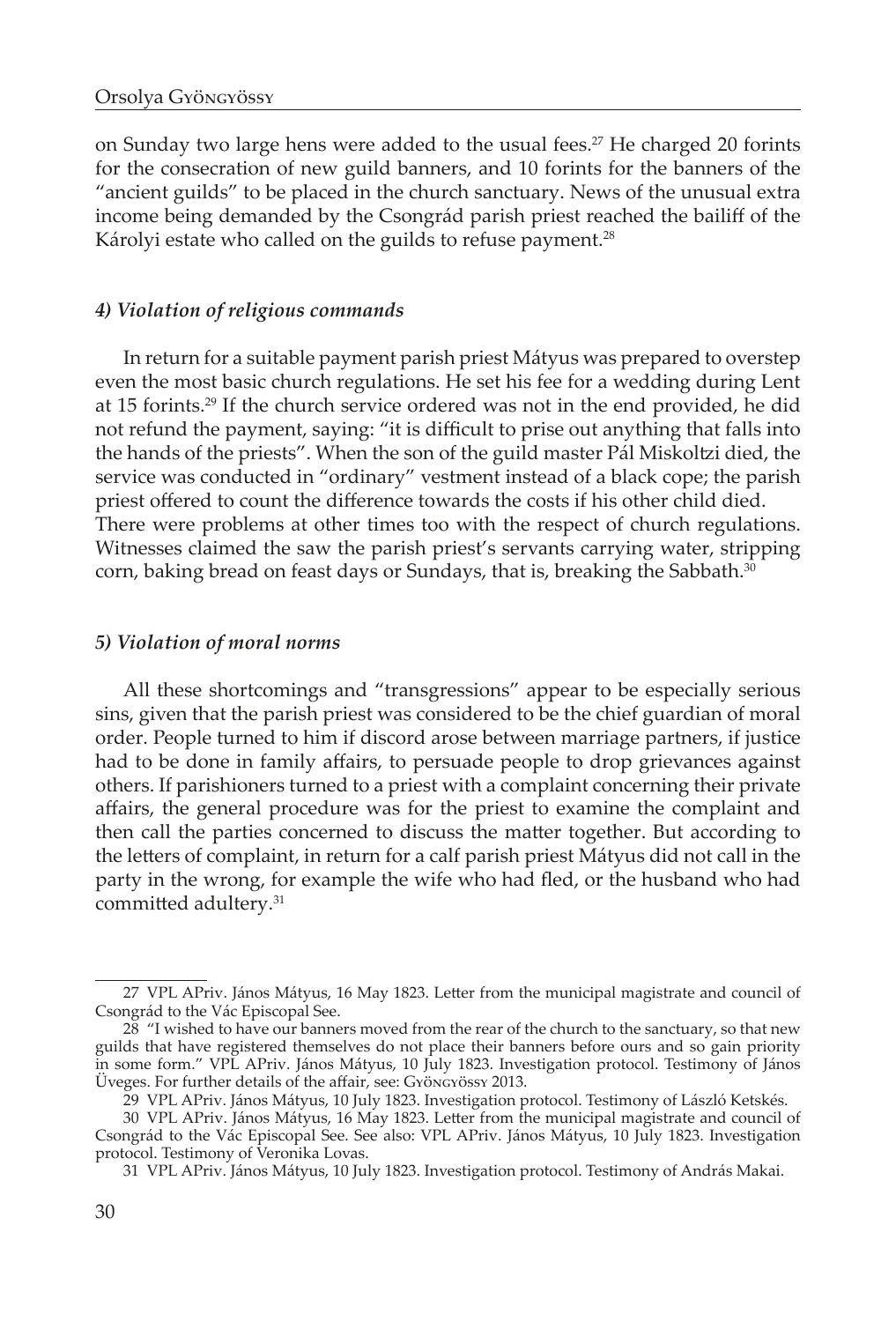on Sunday two large hens were added to the usual fees.[27] He charged 20 forints for the consecration of new guild banners, and 10 forints for the banners of the "ancient guilds" to be placed in the church sanctuary. News of the unusual extra income being demanded by the Csongrád parish priest reached the bailiff of the Károlyi estate who called on the guilds to refuse payment.[28]

#### *4) Violation of religious commands*

In return for a suitable payment parish priest Mátyus was prepared to overstep even the most basic church regulations. He set his fee for a wedding during Lent at 15 forints.[29] If the church service ordered was not in the end provided, he did not refund the payment, saying: "it is difficult to prise out anything that falls into the hands of the priests". When the son of the guild master Pál Miskoltzi died, the service was conducted in "ordinary" vestment instead of a black cope; the parish priest offered to count the difference towards the costs if his other child died. There were problems at other times too with the respect of church regulations. Witnesses claimed the saw the parish priest's servants carrying water, stripping corn, baking bread on feast days or Sundays, that is, breaking the Sabbath.[30]

#### *5) Violation of moral norms*

All these shortcomings and "transgressions" appear to be especially serious sins, given that the parish priest was considered to be the chief guardian of moral order. People turned to him if discord arose between marriage partners, if justice had to be done in family affairs, to persuade people to drop grievances against others. If parishioners turned to a priest with a complaint concerning their private affairs, the general procedure was for the priest to examine the complaint and then call the parties concerned to discuss the matter together. But according to the letters of complaint, in return for a calf parish priest Mátyus did not call in the party in the wrong, for example the wife who had fled, or the husband who had committed adultery.[31]

---

27 VPL APriv. János Mátyus, 16 May 1823. Letter from the municipal magistrate and council of Csongrád to the Vác Episcopal See.

28 "I wished to have our banners moved from the rear of the church to the sanctuary, so that new guilds that have registered themselves do not place their banners before ours and so gain priority in some form." VPL APriv. János Mátyus, 10 July 1823. Investigation protocol. Testimony of János Üveges. For further details of the affair, see: Gyöngyössy 2013.

29 VPL APriv. János Mátyus, 10 July 1823. Investigation protocol. Testimony of László Ketskés.

30 VPL APriv. János Mátyus, 16 May 1823. Letter from the municipal magistrate and council of Csongrád to the Vác Episcopal See. See also: VPL APriv. János Mátyus, 10 July 1823. Investigation protocol. Testimony of Veronika Lovas.

31 VPL APriv. János Mátyus, 10 July 1823. Investigation protocol. Testimony of András Makai.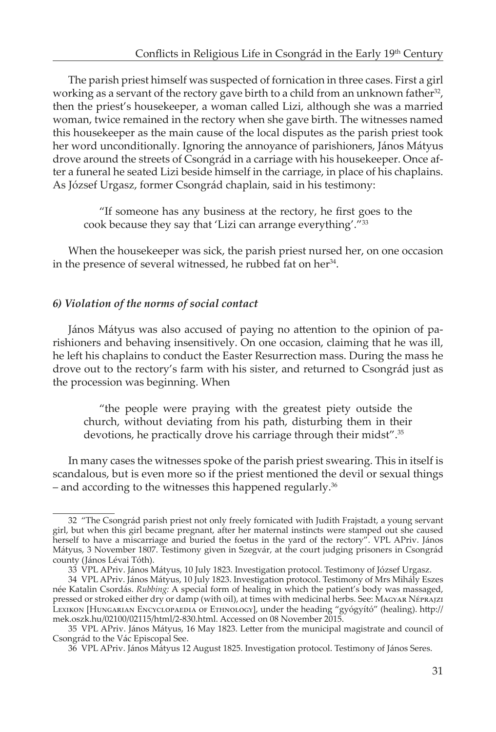The parish priest himself was suspected of fornication in three cases. First a girl working as a servant of the rectory gave birth to a child from an unknown father[32], then the priest's housekeeper, a woman called Lizi, although she was a married woman, twice remained in the rectory when she gave birth. The witnesses named this housekeeper as the main cause of the local disputes as the parish priest took her word unconditionally. Ignoring the annoyance of parishioners, János Mátyus drove around the streets of Csongrád in a carriage with his housekeeper. Once after a funeral he seated Lizi beside himself in the carriage, in place of his chaplains. As József Urgasz, former Csongrád chaplain, said in his testimony:

> "If someone has any business at the rectory, he first goes to the cook because they say that 'Lizi can arrange everything'."[33]

When the housekeeper was sick, the parish priest nursed her, on one occasion in the presence of several witnessed, he rubbed fat on her[34].

### *6) Violation of the norms of social contact*

János Mátyus was also accused of paying no attention to the opinion of parishioners and behaving insensitively. On one occasion, claiming that he was ill, he left his chaplains to conduct the Easter Resurrection mass. During the mass he drove out to the rectory's farm with his sister, and returned to Csongrád just as the procession was beginning. When

> "the people were praying with the greatest piety outside the church, without deviating from his path, disturbing them in their devotions, he practically drove his carriage through their midst".[35]

In many cases the witnesses spoke of the parish priest swearing. This in itself is scandalous, but is even more so if the priest mentioned the devil or sexual things – and according to the witnesses this happened regularly.[36]

---

32 "The Csongrád parish priest not only freely fornicated with Judith Frajstadt, a young servant girl, but when this girl became pregnant, after her maternal instincts were stamped out she caused herself to have a miscarriage and buried the foetus in the yard of the rectory". VPL APriv. János Mátyus, 3 November 1807. Testimony given in Szegvár, at the court judging prisoners in Csongrád county (János Lévai Tóth).

33 VPL APriv. János Mátyus, 10 July 1823. Investigation protocol. Testimony of József Urgasz.

34 VPL APriv. János Mátyus, 10 July 1823. Investigation protocol. Testimony of Mrs Mihály Eszes née Katalin Csordás. *Rubbing:* A special form of healing in which the patient's body was massaged, pressed or stroked either dry or damp (with oil), at times with medicinal herbs. See: Magyar Néprajzi Lexikon [Hungarian Encyclopaedia of Ethnology], under the heading "gyógyító" (healing). http://mek.oszk.hu/02100/02115/html/2-830.html. Accessed on 08 November 2015.

35 VPL APriv. János Mátyus, 16 May 1823. Letter from the municipal magistrate and council of Csongrád to the Vác Episcopal See.

36 VPL APriv. János Mátyus 12 August 1825. Investigation protocol. Testimony of János Seres.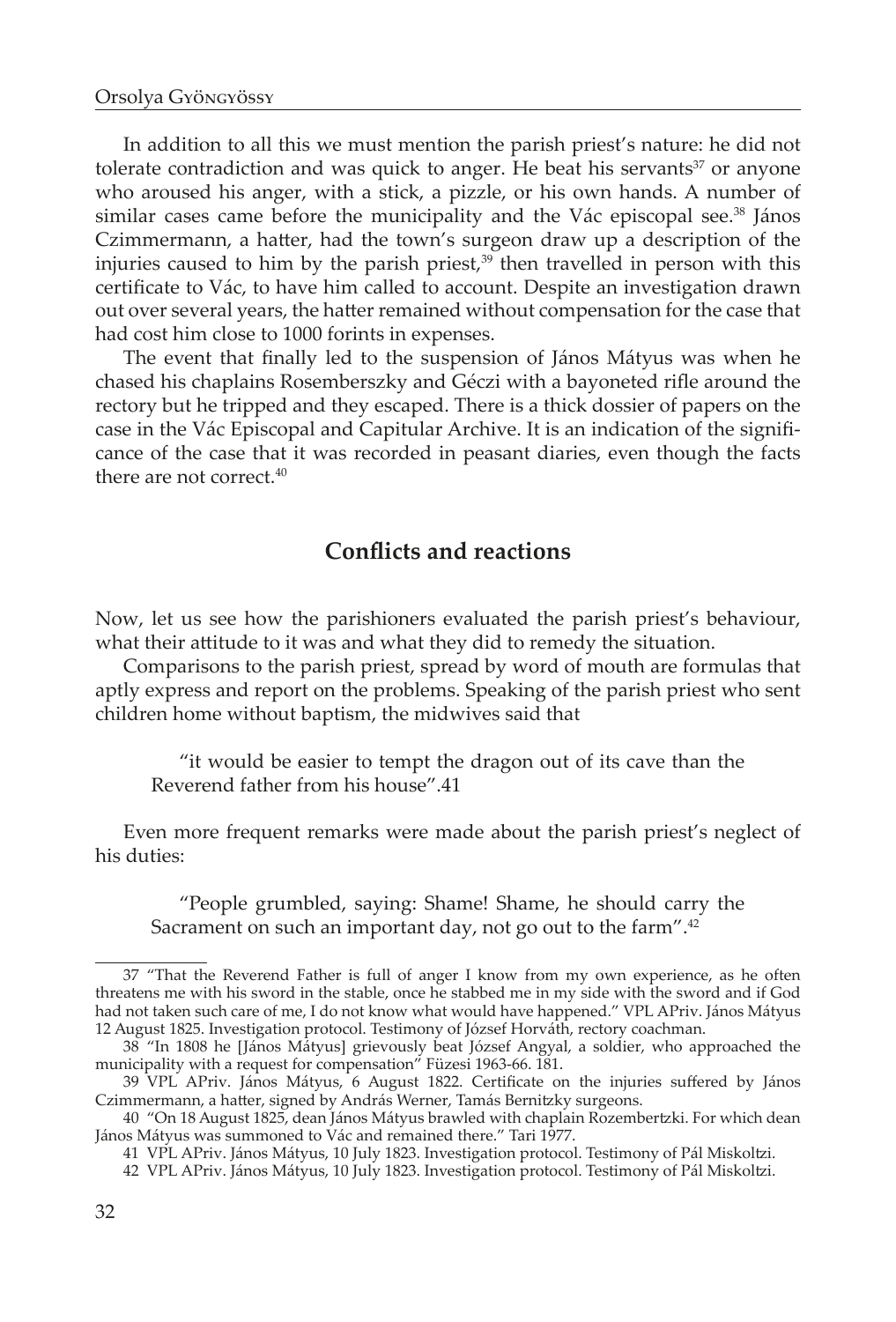In addition to all this we must mention the parish priest's nature: he did not tolerate contradiction and was quick to anger. He beat his servants[37] or anyone who aroused his anger, with a stick, a pizzle, or his own hands. A number of similar cases came before the municipality and the Vác episcopal see.[38] János Czimmermann, a hatter, had the town's surgeon draw up a description of the injuries caused to him by the parish priest,[39] then travelled in person with this certificate to Vác, to have him called to account. Despite an investigation drawn out over several years, the hatter remained without compensation for the case that had cost him close to 1000 forints in expenses.

The event that finally led to the suspension of János Mátyus was when he chased his chaplains Rosemberszky and Géczi with a bayoneted rifle around the rectory but he tripped and they escaped. There is a thick dossier of papers on the case in the Vác Episcopal and Capitular Archive. It is an indication of the significance of the case that it was recorded in peasant diaries, even though the facts there are not correct.[40]

## Conflicts and reactions

Now, let us see how the parishioners evaluated the parish priest's behaviour, what their attitude to it was and what they did to remedy the situation.

Comparisons to the parish priest, spread by word of mouth are formulas that aptly express and report on the problems. Speaking of the parish priest who sent children home without baptism, the midwives said that

> "it would be easier to tempt the dragon out of its cave than the Reverend father from his house".41

Even more frequent remarks were made about the parish priest's neglect of his duties:

> "People grumbled, saying: Shame! Shame, he should carry the Sacrament on such an important day, not go out to the farm".[42]

---

37 "That the Reverend Father is full of anger I know from my own experience, as he often threatens me with his sword in the stable, once he stabbed me in my side with the sword and if God had not taken such care of me, I do not know what would have happened." VPL APriv. János Mátyus 12 August 1825. Investigation protocol. Testimony of József Horváth, rectory coachman.

38 "In 1808 he [János Mátyus] grievously beat József Angyal, a soldier, who approached the municipality with a request for compensation" Füzesi 1963-66. 181.

39 VPL APriv. János Mátyus, 6 August 1822. Certificate on the injuries suffered by János Czimmermann, a hatter, signed by András Werner, Tamás Bernitzky surgeons.

40 "On 18 August 1825, dean János Mátyus brawled with chaplain Rozembertzki. For which dean János Mátyus was summoned to Vác and remained there." Tari 1977.

41 VPL APriv. János Mátyus, 10 July 1823. Investigation protocol. Testimony of Pál Miskoltzi.

42 VPL APriv. János Mátyus, 10 July 1823. Investigation protocol. Testimony of Pál Miskoltzi.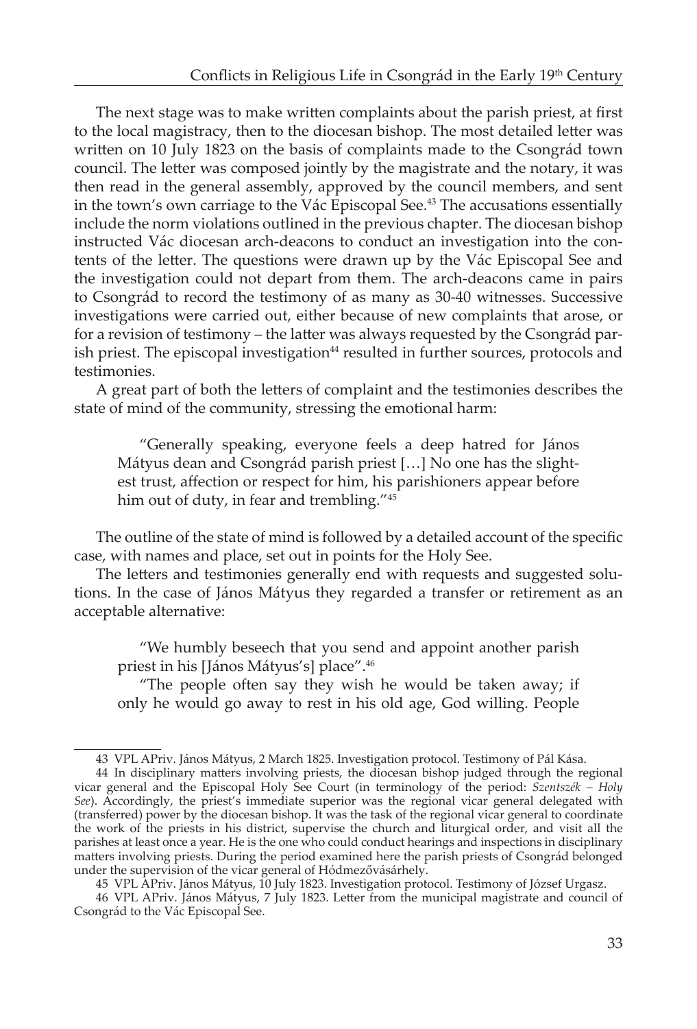The next stage was to make written complaints about the parish priest, at first to the local magistracy, then to the diocesan bishop. The most detailed letter was written on 10 July 1823 on the basis of complaints made to the Csongrád town council. The letter was composed jointly by the magistrate and the notary, it was then read in the general assembly, approved by the council members, and sent in the town's own carriage to the Vác Episcopal See.[43] The accusations essentially include the norm violations outlined in the previous chapter. The diocesan bishop instructed Vác diocesan arch-deacons to conduct an investigation into the contents of the letter. The questions were drawn up by the Vác Episcopal See and the investigation could not depart from them. The arch-deacons came in pairs to Csongrád to record the testimony of as many as 30-40 witnesses. Successive investigations were carried out, either because of new complaints that arose, or for a revision of testimony – the latter was always requested by the Csongrád parish priest. The episcopal investigation[44] resulted in further sources, protocols and testimonies.

A great part of both the letters of complaint and the testimonies describes the state of mind of the community, stressing the emotional harm:

> "Generally speaking, everyone feels a deep hatred for János Mátyus dean and Csongrád parish priest […] No one has the slightest trust, affection or respect for him, his parishioners appear before him out of duty, in fear and trembling."[45]

The outline of the state of mind is followed by a detailed account of the specific case, with names and place, set out in points for the Holy See.

The letters and testimonies generally end with requests and suggested solutions. In the case of János Mátyus they regarded a transfer or retirement as an acceptable alternative:

> "We humbly beseech that you send and appoint another parish priest in his [János Mátyus's] place".[46]
>
> "The people often say they wish he would be taken away; if only he would go away to rest in his old age, God willing. People

---

43 VPL APriv. János Mátyus, 2 March 1825. Investigation protocol. Testimony of Pál Kása.

44 In disciplinary matters involving priests, the diocesan bishop judged through the regional vicar general and the Episcopal Holy See Court (in terminology of the period: *Szentszék – Holy See*). Accordingly, the priest's immediate superior was the regional vicar general delegated with (transferred) power by the diocesan bishop. It was the task of the regional vicar general to coordinate the work of the priests in his district, supervise the church and liturgical order, and visit all the parishes at least once a year. He is the one who could conduct hearings and inspections in disciplinary matters involving priests. During the period examined here the parish priests of Csongrád belonged under the supervision of the vicar general of Hódmezővásárhely.

45 VPL APriv. János Mátyus, 10 July 1823. Investigation protocol. Testimony of József Urgasz.

46 VPL APriv. János Mátyus, 7 July 1823. Letter from the municipal magistrate and council of Csongrád to the Vác Episcopal See.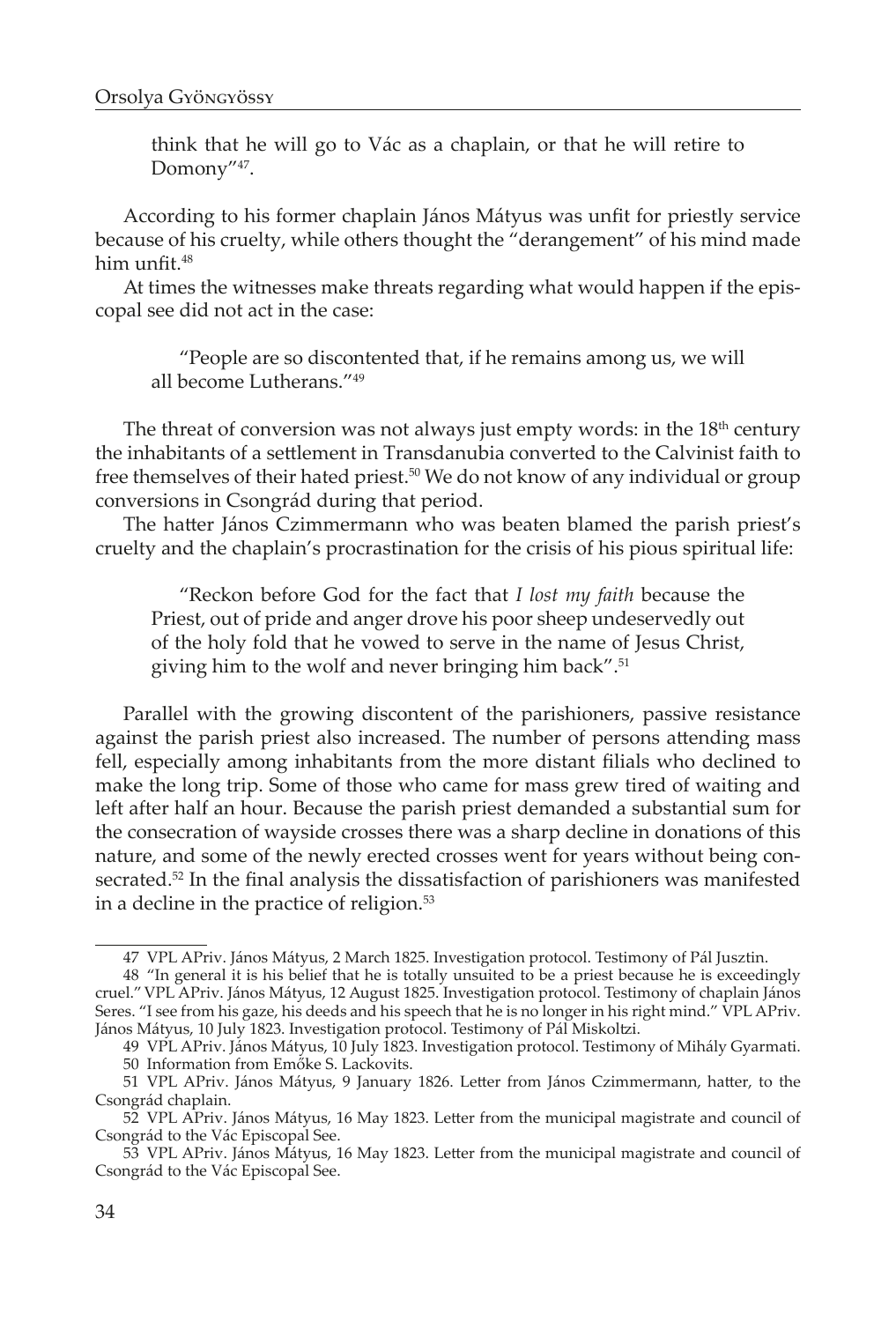think that he will go to Vác as a chaplain, or that he will retire to Domony"[47].

According to his former chaplain János Mátyus was unfit for priestly service because of his cruelty, while others thought the "derangement" of his mind made him unfit.[48]

At times the witnesses make threats regarding what would happen if the episcopal see did not act in the case:

> "People are so discontented that, if he remains among us, we will all become Lutherans."[49]

The threat of conversion was not always just empty words: in the 18th century the inhabitants of a settlement in Transdanubia converted to the Calvinist faith to free themselves of their hated priest.[50] We do not know of any individual or group conversions in Csongrád during that period.

The hatter János Czimmermann who was beaten blamed the parish priest's cruelty and the chaplain's procrastination for the crisis of his pious spiritual life:

> "Reckon before God for the fact that *I lost my faith* because the Priest, out of pride and anger drove his poor sheep undeservedly out of the holy fold that he vowed to serve in the name of Jesus Christ, giving him to the wolf and never bringing him back".[51]

Parallel with the growing discontent of the parishioners, passive resistance against the parish priest also increased. The number of persons attending mass fell, especially among inhabitants from the more distant filials who declined to make the long trip. Some of those who came for mass grew tired of waiting and left after half an hour. Because the parish priest demanded a substantial sum for the consecration of wayside crosses there was a sharp decline in donations of this nature, and some of the newly erected crosses went for years without being consecrated.[52] In the final analysis the dissatisfaction of parishioners was manifested in a decline in the practice of religion.[53]

---

47 VPL APriv. János Mátyus, 2 March 1825. Investigation protocol. Testimony of Pál Jusztin.

48 "In general it is his belief that he is totally unsuited to be a priest because he is exceedingly cruel." VPL APriv. János Mátyus, 12 August 1825. Investigation protocol. Testimony of chaplain János Seres. "I see from his gaze, his deeds and his speech that he is no longer in his right mind." VPL APriv. János Mátyus, 10 July 1823. Investigation protocol. Testimony of Pál Miskoltzi.

49 VPL APriv. János Mátyus, 10 July 1823. Investigation protocol. Testimony of Mihály Gyarmati.

50 Information from Emőke S. Lackovits.

51 VPL APriv. János Mátyus, 9 January 1826. Letter from János Czimmermann, hatter, to the Csongrád chaplain.

52 VPL APriv. János Mátyus, 16 May 1823. Letter from the municipal magistrate and council of Csongrád to the Vác Episcopal See.

53 VPL APriv. János Mátyus, 16 May 1823. Letter from the municipal magistrate and council of Csongrád to the Vác Episcopal See.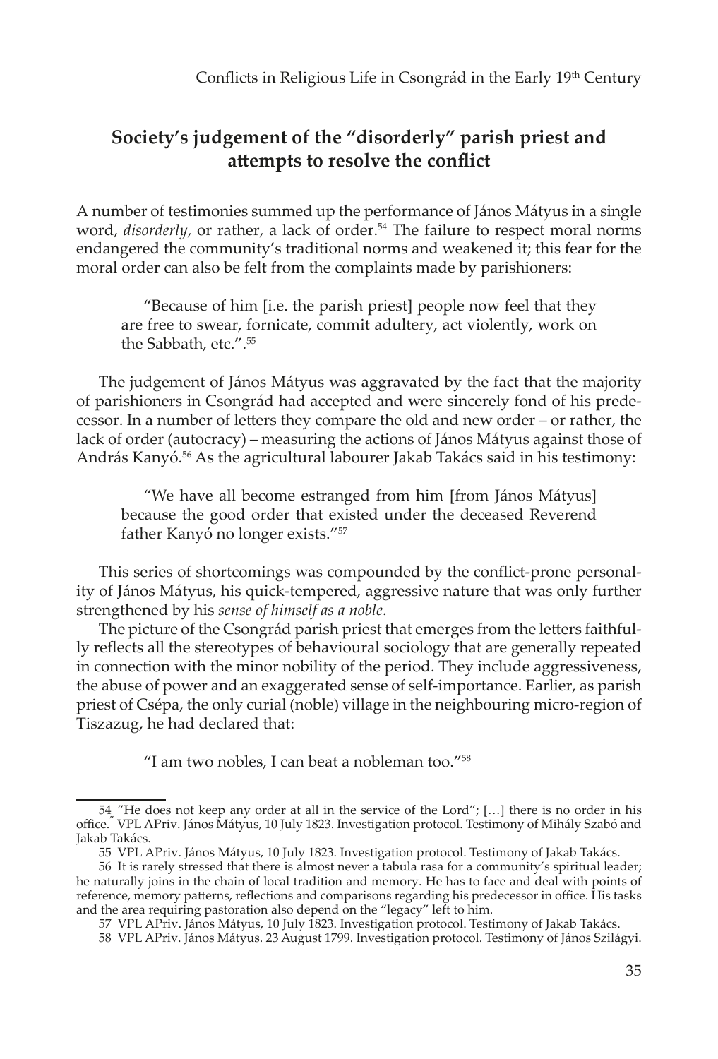## Society's judgement of the "disorderly" parish priest and attempts to resolve the conflict

A number of testimonies summed up the performance of János Mátyus in a single word, *disorderly*, or rather, a lack of order.[54] The failure to respect moral norms endangered the community's traditional norms and weakened it; this fear for the moral order can also be felt from the complaints made by parishioners:

> "Because of him [i.e. the parish priest] people now feel that they are free to swear, fornicate, commit adultery, act violently, work on the Sabbath, etc.".[55]

The judgement of János Mátyus was aggravated by the fact that the majority of parishioners in Csongrád had accepted and were sincerely fond of his predecessor. In a number of letters they compare the old and new order – or rather, the lack of order (autocracy) – measuring the actions of János Mátyus against those of András Kanyó.[56] As the agricultural labourer Jakab Takács said in his testimony:

> "We have all become estranged from him [from János Mátyus] because the good order that existed under the deceased Reverend father Kanyó no longer exists."[57]

This series of shortcomings was compounded by the conflict-prone personality of János Mátyus, his quick-tempered, aggressive nature that was only further strengthened by his *sense of himself as a noble*.

The picture of the Csongrád parish priest that emerges from the letters faithfully reflects all the stereotypes of behavioural sociology that are generally repeated in connection with the minor nobility of the period. They include aggressiveness, the abuse of power and an exaggerated sense of self-importance. Earlier, as parish priest of Csépa, the only curial (noble) village in the neighbouring micro-region of Tiszazug, he had declared that:

> "I am two nobles, I can beat a nobleman too."[58]

---

54 "He does not keep any order at all in the service of the Lord"; […] there is no order in his office." VPL APriv. János Mátyus, 10 July 1823. Investigation protocol. Testimony of Mihály Szabó and Jakab Takács.

55 VPL APriv. János Mátyus, 10 July 1823. Investigation protocol. Testimony of Jakab Takács.

56 It is rarely stressed that there is almost never a tabula rasa for a community's spiritual leader; he naturally joins in the chain of local tradition and memory. He has to face and deal with points of reference, memory patterns, reflections and comparisons regarding his predecessor in office. His tasks and the area requiring pastoration also depend on the "legacy" left to him.

57 VPL APriv. János Mátyus, 10 July 1823. Investigation protocol. Testimony of Jakab Takács.

58 VPL APriv. János Mátyus. 23 August 1799. Investigation protocol. Testimony of János Szilágyi.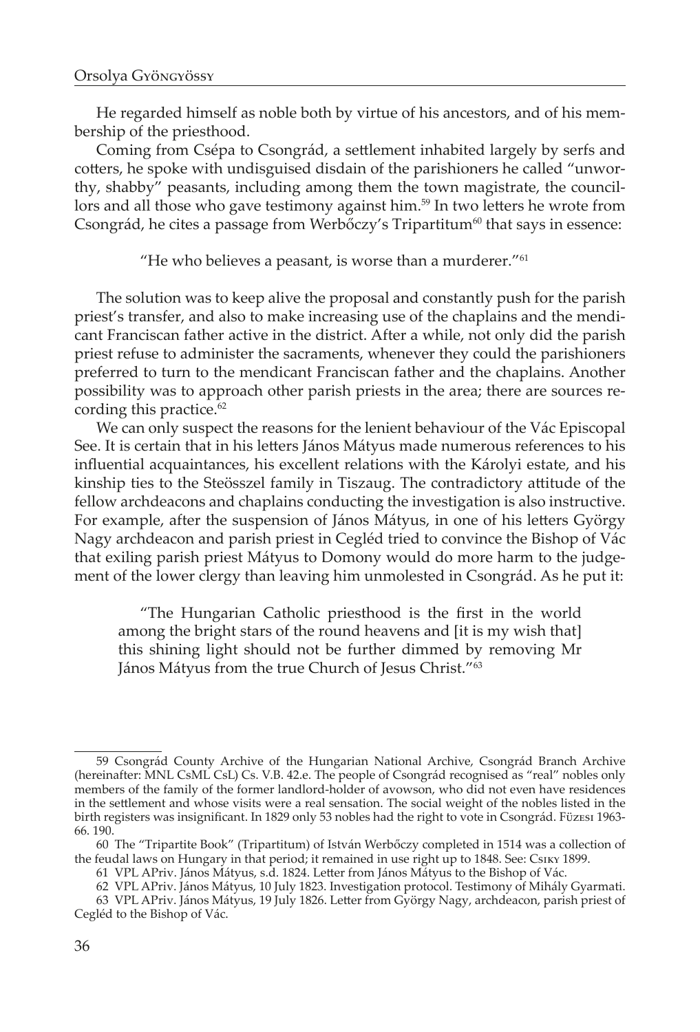He regarded himself as noble both by virtue of his ancestors, and of his membership of the priesthood.

Coming from Csépa to Csongrád, a settlement inhabited largely by serfs and cotters, he spoke with undisguised disdain of the parishioners he called "unworthy, shabby" peasants, including among them the town magistrate, the councillors and all those who gave testimony against him.[59] In two letters he wrote from Csongrád, he cites a passage from Werbőczy's Tripartitum[60] that says in essence:

> "He who believes a peasant, is worse than a murderer."[61]

The solution was to keep alive the proposal and constantly push for the parish priest's transfer, and also to make increasing use of the chaplains and the mendicant Franciscan father active in the district. After a while, not only did the parish priest refuse to administer the sacraments, whenever they could the parishioners preferred to turn to the mendicant Franciscan father and the chaplains. Another possibility was to approach other parish priests in the area; there are sources recording this practice.[62]

We can only suspect the reasons for the lenient behaviour of the Vác Episcopal See. It is certain that in his letters János Mátyus made numerous references to his influential acquaintances, his excellent relations with the Károlyi estate, and his kinship ties to the Steösszel family in Tiszaug. The contradictory attitude of the fellow archdeacons and chaplains conducting the investigation is also instructive. For example, after the suspension of János Mátyus, in one of his letters György Nagy archdeacon and parish priest in Cegléd tried to convince the Bishop of Vác that exiling parish priest Mátyus to Domony would do more harm to the judgement of the lower clergy than leaving him unmolested in Csongrád. As he put it:

> "The Hungarian Catholic priesthood is the first in the world among the bright stars of the round heavens and [it is my wish that] this shining light should not be further dimmed by removing Mr János Mátyus from the true Church of Jesus Christ."[63]

---

59 Csongrád County Archive of the Hungarian National Archive, Csongrád Branch Archive (hereinafter: MNL CsML CsL) Cs. V.B. 42.e. The people of Csongrád recognised as "real" nobles only members of the family of the former landlord-holder of avowson, who did not even have residences in the settlement and whose visits were a real sensation. The social weight of the nobles listed in the birth registers was insignificant. In 1829 only 53 nobles had the right to vote in Csongrád. Füzesi 1963-66. 190.

60 The "Tripartite Book" (Tripartitum) of István Werbőczy completed in 1514 was a collection of the feudal laws on Hungary in that period; it remained in use right up to 1848. See: Csiky 1899.

61 VPL APriv. János Mátyus, s.d. 1824. Letter from János Mátyus to the Bishop of Vác.

62 VPL APriv. János Mátyus, 10 July 1823. Investigation protocol. Testimony of Mihály Gyarmati.

63 VPL APriv. János Mátyus, 19 July 1826. Letter from György Nagy, archdeacon, parish priest of Cegléd to the Bishop of Vác.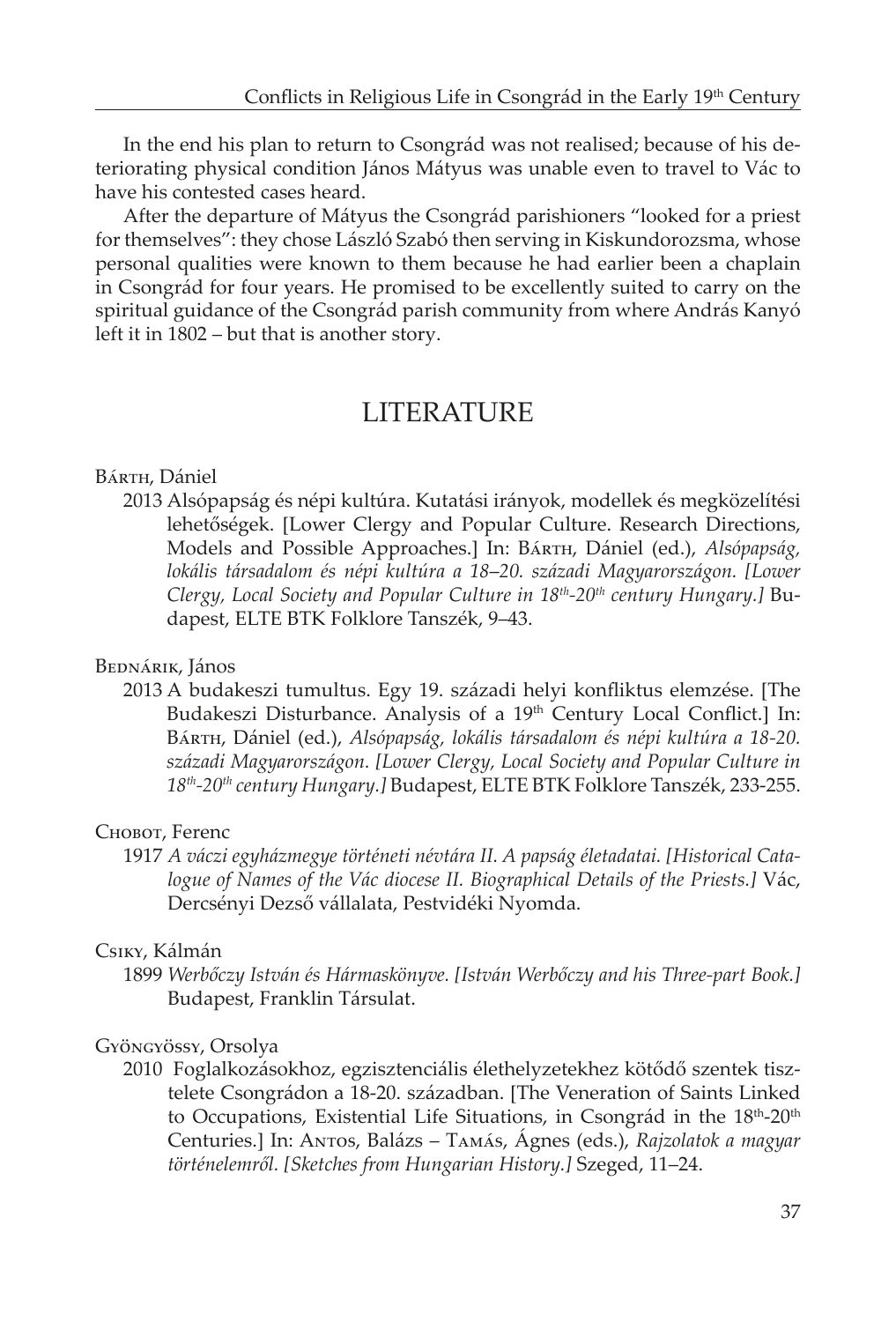In the end his plan to return to Csongrád was not realised; because of his deteriorating physical condition János Mátyus was unable even to travel to Vác to have his contested cases heard.

After the departure of Mátyus the Csongrád parishioners "looked for a priest for themselves": they chose László Szabó then serving in Kiskundorozsma, whose personal qualities were known to them because he had earlier been a chaplain in Csongrád for four years. He promised to be excellently suited to carry on the spiritual guidance of the Csongrád parish community from where András Kanyó left it in 1802 – but that is another story.

## LITERATURE

Bárth, Dániel

2013 Alsópapság és népi kultúra. Kutatási irányok, modellek és megközelítési lehetőségek. [Lower Clergy and Popular Culture. Research Directions, Models and Possible Approaches.] In: Bárth, Dániel (ed.), *Alsópapság, lokális társadalom és népi kultúra a 18–20. századi Magyarországon. [Lower Clergy, Local Society and Popular Culture in 18th-20th century Hungary.]* Budapest, ELTE BTK Folklore Tanszék, 9–43.

Bednárik, János

2013 A budakeszi tumultus. Egy 19. századi helyi konfliktus elemzése. [The Budakeszi Disturbance. Analysis of a 19th Century Local Conflict.] In: Bárth, Dániel (ed.), *Alsópapság, lokális társadalom és népi kultúra a 18-20. századi Magyarországon. [Lower Clergy, Local Society and Popular Culture in 18th-20th century Hungary.]* Budapest, ELTE BTK Folklore Tanszék, 233-255.

Chobot, Ferenc

1917 *A váczi egyházmegye történeti névtára II. A papság életadatai. [Historical Catalogue of Names of the Vác diocese II. Biographical Details of the Priests.]* Vác, Dercsényi Dezső vállalata, Pestvidéki Nyomda.

Csiky, Kálmán

1899 *Werbőczy István és Hármaskönyve. [István Werbőczy and his Three-part Book.]* Budapest, Franklin Társulat.

Gyöngyössy, Orsolya

2010 Foglalkozásokhoz, egzisztenciális élethelyzetekhez kötődő szentek tisztelete Csongrádon a 18-20. században. [The Veneration of Saints Linked to Occupations, Existential Life Situations, in Csongrád in the 18th-20th Centuries.] In: Antos, Balázs – Tamás, Ágnes (eds.), *Rajzolatok a magyar történelemről. [Sketches from Hungarian History.]* Szeged, 11–24.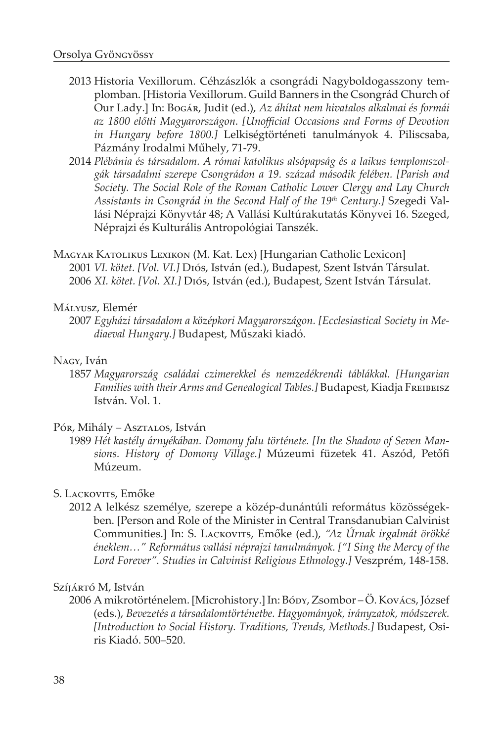2013 Historia Vexillorum. Céhzászlók a csongrádi Nagyboldogasszony templomban. [Historia Vexillorum. Guild Banners in the Csongrád Church of Our Lady.] In: Bogár, Judit (ed.), *Az áhítat nem hivatalos alkalmai és formái az 1800 előtti Magyarországon. [Unofficial Occasions and Forms of Devotion in Hungary before 1800.]* Lelkiségtörténeti tanulmányok 4. Piliscsaba, Pázmány Irodalmi Műhely, 71-79.

2014 *Plébánia és társadalom. A római katolikus alsópapság és a laikus templomszolgák társadalmi szerepe Csongrádon a 19. század második felében. [Parish and Society. The Social Role of the Roman Catholic Lower Clergy and Lay Church Assistants in Csongrád in the Second Half of the 19th Century.]* Szegedi Vallási Néprajzi Könyvtár 48; A Vallási Kultúrakutatás Könyvei 16. Szeged, Néprajzi és Kulturális Antropológiai Tanszék.

Magyar Katolikus Lexikon (M. Kat. Lex) [Hungarian Catholic Lexicon]

2001 *VI. kötet. [Vol. VI.]* Diós, István (ed.), Budapest, Szent István Társulat.

2006 *XI. kötet. [Vol. XI.]* Diós, István (ed.), Budapest, Szent István Társulat.

Mályusz, Elemér

2007 *Egyházi társadalom a középkori Magyarországon. [Ecclesiastical Society in Mediaeval Hungary.]* Budapest, Műszaki kiadó.

Nagy, Iván

1857 *Magyarország családai czimerekkel és nemzedékrendi táblákkal. [Hungarian Families with their Arms and Genealogical Tables.]* Budapest, Kiadja Freibeisz István. Vol. 1.

Pór, Mihály – Asztalos, István

1989 *Hét kastély árnyékában. Domony falu története. [In the Shadow of Seven Mansions. History of Domony Village.]* Múzeumi füzetek 41. Aszód, Petőfi Múzeum.

S. Lackovits, Emőke

2012 A lelkész személye, szerepe a közép-dunántúli református közösségekben. [Person and Role of the Minister in Central Transdanubian Calvinist Communities.] In: S. Lackovits, Emőke (ed.), *"Az Úrnak irgalmát örökké éneklem…" Református vallási néprajzi tanulmányok. ["I Sing the Mercy of the Lord Forever". Studies in Calvinist Religious Ethnology.]* Veszprém, 148-158.

Szíjártó M, István

2006 A mikrotörténelem. [Microhistory.] In: Bódy, Zsombor – Ö. Kovács, József (eds.), *Bevezetés a társadalomtörténetbe. Hagyományok, irányzatok, módszerek. [Introduction to Social History. Traditions, Trends, Methods.]* Budapest, Osiris Kiadó. 500–520.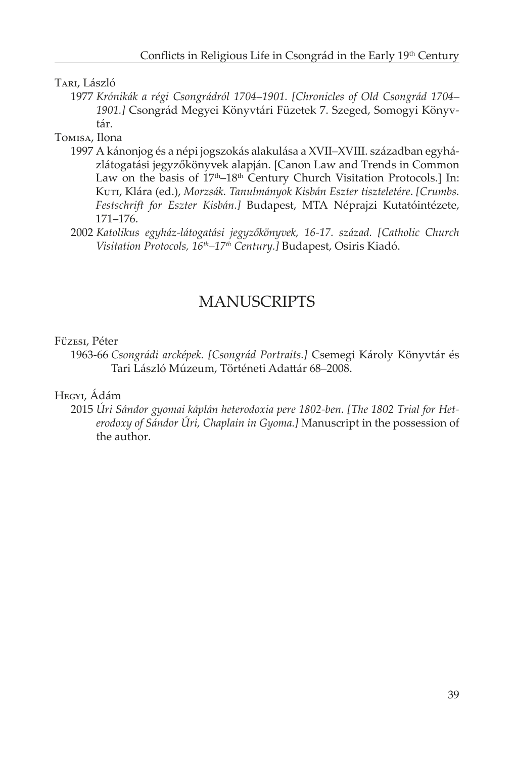Tari, László

1977 *Krónikák a régi Csongrádról 1704–1901. [Chronicles of Old Csongrád 1704–1901.]* Csongrád Megyei Könyvtári Füzetek 7. Szeged, Somogyi Könyvtár.

Tomisa, Ilona

1997 A kánonjog és a népi jogszokás alakulása a XVII–XVIII. században egyházlátogatási jegyzőkönyvek alapján. [Canon Law and Trends in Common Law on the basis of 17th–18th Century Church Visitation Protocols.] In: Kuti, Klára (ed.), *Morzsák. Tanulmányok Kisbán Eszter tiszteletére*. *[Crumbs. Festschrift for Eszter Kisbán.]* Budapest, MTA Néprajzi Kutatóintézete, 171–176.

2002 *Katolikus egyház-látogatási jegyzőkönyvek, 16-17. század. [Catholic Church Visitation Protocols, 16th–17th Century.]* Budapest, Osiris Kiadó.

## MANUSCRIPTS

Füzesi, Péter

1963-66 *Csongrádi arcképek. [Csongrád Portraits.]* Csemegi Károly Könyvtár és Tari László Múzeum, Történeti Adattár 68–2008.

Hegyi, Ádám

2015 *Úri Sándor gyomai káplán heterodoxia pere 1802-ben. [The 1802 Trial for Heterodoxy of Sándor Úri, Chaplain in Gyoma.]* Manuscript in the possession of the author.